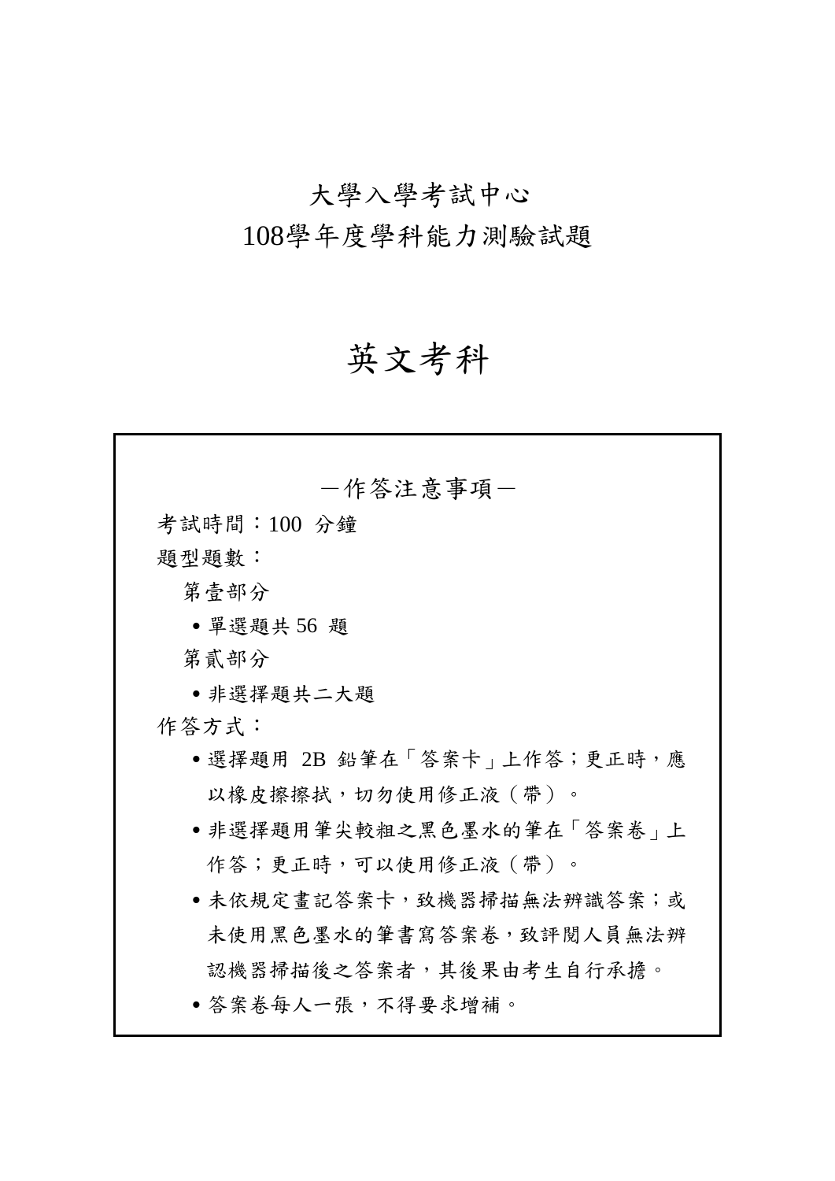# 大學入學考試中心
# 108學年度學科能力測驗試題

# 英文考科

—作答注意事項—

考試時間：100 分鐘

題型題數：

第壹部分

- 單選題共 56 題

第貳部分

- 非選擇題共二大題

作答方式：

- 選擇題用 2B 鉛筆在「答案卡」上作答；更正時，應以橡皮擦擦拭，切勿使用修正液（帶）。
- 非選擇題用筆尖較粗之黑色墨水的筆在「答案卷」上作答；更正時，可以使用修正液（帶）。
- 未依規定畫記答案卡，致機器掃描無法辨識答案；或未使用黑色墨水的筆書寫答案卷，致評閱人員無法辨認機器掃描後之答案者，其後果由考生自行承擔。
- 答案卷每人一張，不得要求增補。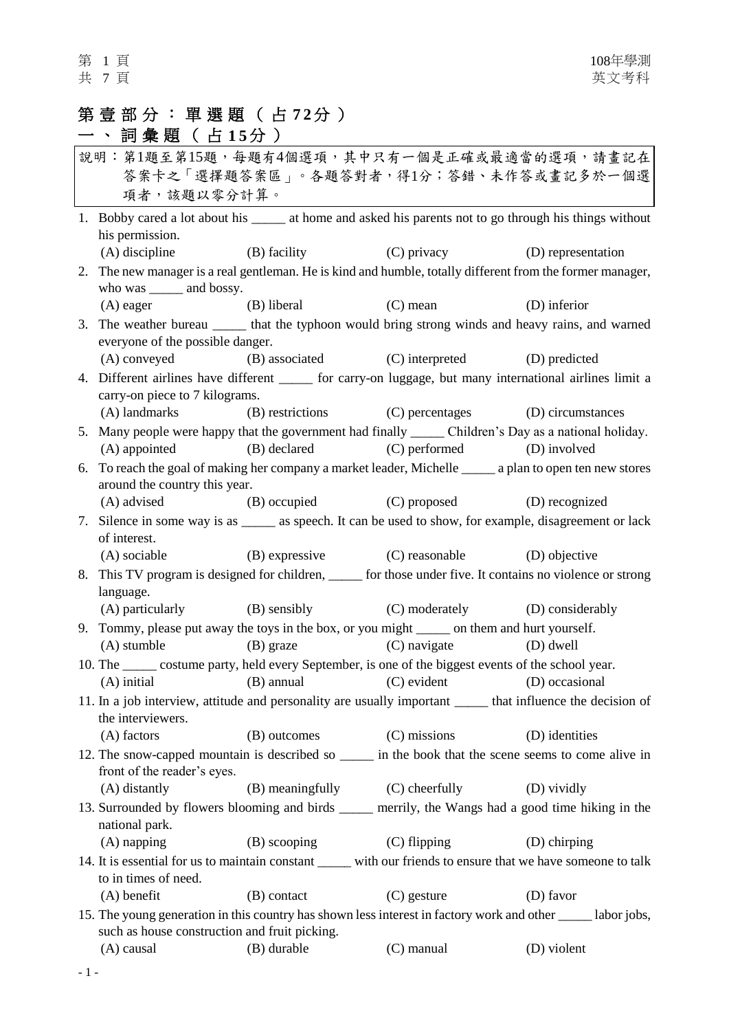# 第壹部分：單選題（占72分）

## 一、詞彙題（占15分）

說明：第1題至第15題，每題有4個選項，其中只有一個是正確或最適當的選項，請畫記在答案卡之「選擇題答案區」。各題答對者，得1分；答錯、未作答或畫記多於一個選項者，該題以零分計算。

1. Bobby cared a lot about his _____ at home and asked his parents not to go through his things without his permission.
   (A) discipline (B) facility (C) privacy (D) representation

2. The new manager is a real gentleman. He is kind and humble, totally different from the former manager, who was _____ and bossy.
   (A) eager (B) liberal (C) mean (D) inferior

3. The weather bureau _____ that the typhoon would bring strong winds and heavy rains, and warned everyone of the possible danger.
   (A) conveyed (B) associated (C) interpreted (D) predicted

4. Different airlines have different _____ for carry-on luggage, but many international airlines limit a carry-on piece to 7 kilograms.
   (A) landmarks (B) restrictions (C) percentages (D) circumstances

5. Many people were happy that the government had finally _____ Children's Day as a national holiday.
   (A) appointed (B) declared (C) performed (D) involved

6. To reach the goal of making her company a market leader, Michelle _____ a plan to open ten new stores around the country this year.
   (A) advised (B) occupied (C) proposed (D) recognized

7. Silence in some way is as _____ as speech. It can be used to show, for example, disagreement or lack of interest.
   (A) sociable (B) expressive (C) reasonable (D) objective

8. This TV program is designed for children, _____ for those under five. It contains no violence or strong language.
   (A) particularly (B) sensibly (C) moderately (D) considerably

9. Tommy, please put away the toys in the box, or you might _____ on them and hurt yourself.
   (A) stumble (B) graze (C) navigate (D) dwell

10. The _____ costume party, held every September, is one of the biggest events of the school year.
    (A) initial (B) annual (C) evident (D) occasional

11. In a job interview, attitude and personality are usually important _____ that influence the decision of the interviewers.
    (A) factors (B) outcomes (C) missions (D) identities

12. The snow-capped mountain is described so _____ in the book that the scene seems to come alive in front of the reader's eyes.
    (A) distantly (B) meaningfully (C) cheerfully (D) vividly

13. Surrounded by flowers blooming and birds _____ merrily, the Wangs had a good time hiking in the national park.
    (A) napping (B) scooping (C) flipping (D) chirping

14. It is essential for us to maintain constant _____ with our friends to ensure that we have someone to talk to in times of need.
    (A) benefit (B) contact (C) gesture (D) favor

15. The young generation in this country has shown less interest in factory work and other _____ labor jobs, such as house construction and fruit picking.
    (A) causal (B) durable (C) manual (D) violent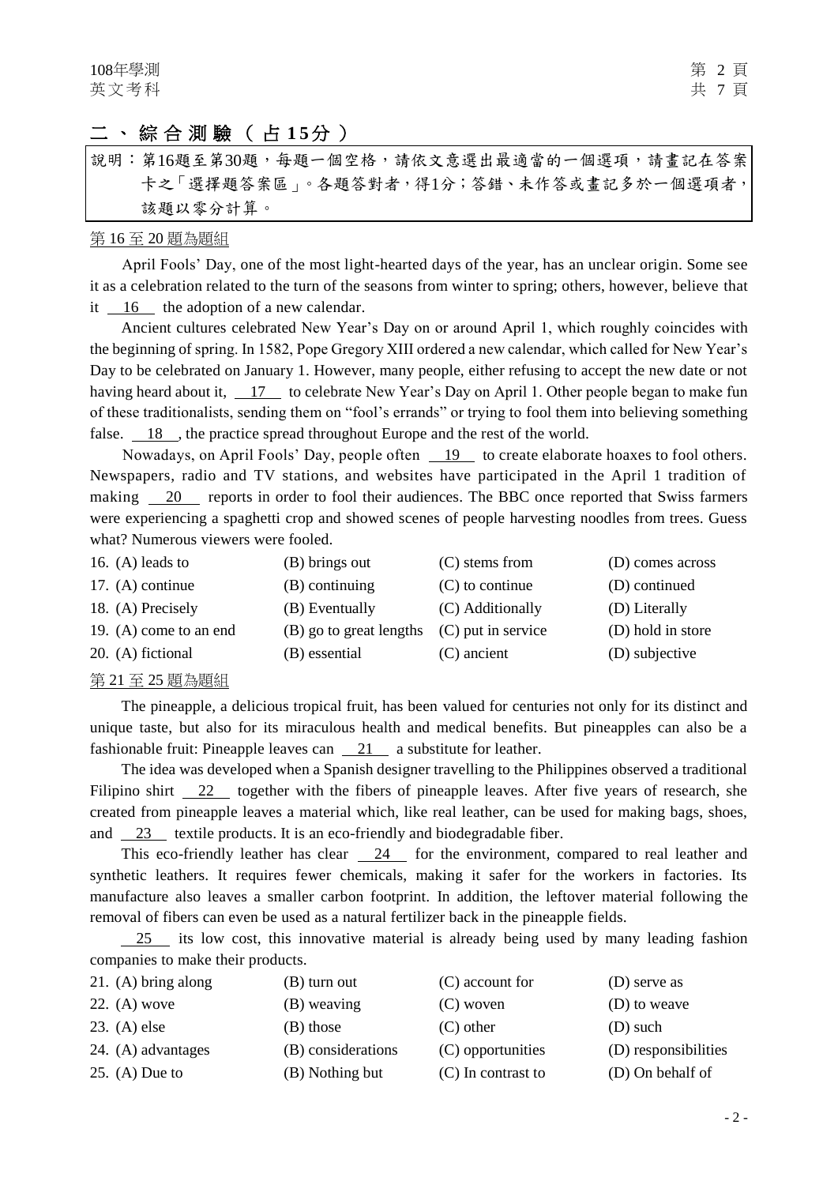## 二、綜合測驗（占15分）

說明：第16題至第30題，每題一個空格，請依文意選出最適當的一個選項，請畫記在答案卡之「選擇題答案區」。各題答對者，得1分；答錯、未作答或畫記多於一個選項者，該題以零分計算。

第 16 至 20 題為題組

April Fools' Day, one of the most light-hearted days of the year, has an unclear origin. Some see it as a celebration related to the turn of the seasons from winter to spring; others, however, believe that it __16__ the adoption of a new calendar.

Ancient cultures celebrated New Year's Day on or around April 1, which roughly coincides with the beginning of spring. In 1582, Pope Gregory XIII ordered a new calendar, which called for New Year's Day to be celebrated on January 1. However, many people, either refusing to accept the new date or not having heard about it, __17__ to celebrate New Year's Day on April 1. Other people began to make fun of these traditionalists, sending them on "fool's errands" or trying to fool them into believing something false. __18__, the practice spread throughout Europe and the rest of the world.

Nowadays, on April Fools' Day, people often __19__ to create elaborate hoaxes to fool others. Newspapers, radio and TV stations, and websites have participated in the April 1 tradition of making __20__ reports in order to fool their audiences. The BBC once reported that Swiss farmers were experiencing a spaghetti crop and showed scenes of people harvesting noodles from trees. Guess what? Numerous viewers were fooled.

| | | | |
|---|---|---|---|
| 16. (A) leads to | (B) brings out | (C) stems from | (D) comes across |
| 17. (A) continue | (B) continuing | (C) to continue | (D) continued |
| 18. (A) Precisely | (B) Eventually | (C) Additionally | (D) Literally |
| 19. (A) come to an end | (B) go to great lengths | (C) put in service | (D) hold in store |
| 20. (A) fictional | (B) essential | (C) ancient | (D) subjective |

第 21 至 25 題為題組

The pineapple, a delicious tropical fruit, has been valued for centuries not only for its distinct and unique taste, but also for its miraculous health and medical benefits. But pineapples can also be a fashionable fruit: Pineapple leaves can __21__ a substitute for leather.

The idea was developed when a Spanish designer travelling to the Philippines observed a traditional Filipino shirt __22__ together with the fibers of pineapple leaves. After five years of research, she created from pineapple leaves a material which, like real leather, can be used for making bags, shoes, and __23__ textile products. It is an eco-friendly and biodegradable fiber.

This eco-friendly leather has clear __24__ for the environment, compared to real leather and synthetic leathers. It requires fewer chemicals, making it safer for the workers in factories. Its manufacture also leaves a smaller carbon footprint. In addition, the leftover material following the removal of fibers can even be used as a natural fertilizer back in the pineapple fields.

__25__ its low cost, this innovative material is already being used by many leading fashion companies to make their products.

| | | | |
|---|---|---|---|
| 21. (A) bring along | (B) turn out | (C) account for | (D) serve as |
| 22. (A) wove | (B) weaving | (C) woven | (D) to weave |
| 23. (A) else | (B) those | (C) other | (D) such |
| 24. (A) advantages | (B) considerations | (C) opportunities | (D) responsibilities |
| 25. (A) Due to | (B) Nothing but | (C) In contrast to | (D) On behalf of |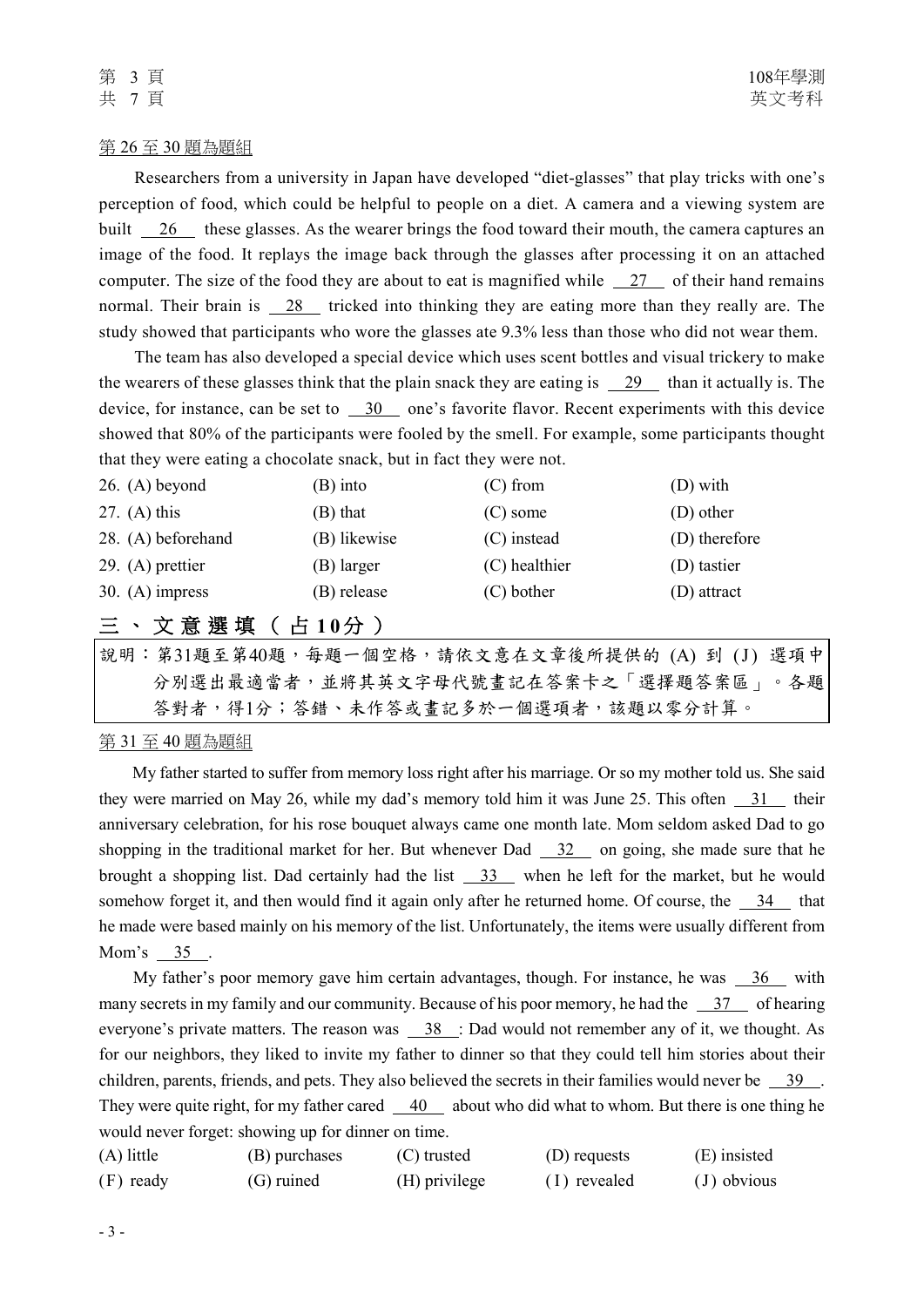第 26 至 30 題為題組

Researchers from a university in Japan have developed "diet-glasses" that play tricks with one's perception of food, which could be helpful to people on a diet. A camera and a viewing system are built \_\_26\_\_ these glasses. As the wearer brings the food toward their mouth, the camera captures an image of the food. It replays the image back through the glasses after processing it on an attached computer. The size of the food they are about to eat is magnified while \_\_27\_\_ of their hand remains normal. Their brain is \_\_28\_\_ tricked into thinking they are eating more than they really are. The study showed that participants who wore the glasses ate 9.3% less than those who did not wear them.

The team has also developed a special device which uses scent bottles and visual trickery to make the wearers of these glasses think that the plain snack they are eating is \_\_29\_\_ than it actually is. The device, for instance, can be set to \_\_30\_\_ one's favorite flavor. Recent experiments with this device showed that 80% of the participants were fooled by the smell. For example, some participants thought that they were eating a chocolate snack, but in fact they were not.

| | | | |
|---|---|---|---|
| 26. (A) beyond | (B) into | (C) from | (D) with |
| 27. (A) this | (B) that | (C) some | (D) other |
| 28. (A) beforehand | (B) likewise | (C) instead | (D) therefore |
| 29. (A) prettier | (B) larger | (C) healthier | (D) tastier |
| 30. (A) impress | (B) release | (C) bother | (D) attract |

## 三、文意選填（占 10分）

說明：第31題至第40題，每題一個空格，請依文意在文章後所提供的 (A) 到 (J) 選項中分別選出最適當者，並將其英文字母代號畫記在答案卡之「選擇題答案區」。各題答對者，得1分；答錯、未作答或畫記多於一個選項者，該題以零分計算。

第 31 至 40 題為題組

My father started to suffer from memory loss right after his marriage. Or so my mother told us. She said they were married on May 26, while my dad's memory told him it was June 25. This often \_\_31\_\_ their anniversary celebration, for his rose bouquet always came one month late. Mom seldom asked Dad to go shopping in the traditional market for her. But whenever Dad \_\_32\_\_ on going, she made sure that he brought a shopping list. Dad certainly had the list \_\_33\_\_ when he left for the market, but he would somehow forget it, and then would find it again only after he returned home. Of course, the \_\_34\_\_ that he made were based mainly on his memory of the list. Unfortunately, the items were usually different from Mom's \_\_35\_\_.

My father's poor memory gave him certain advantages, though. For instance, he was \_\_36\_\_ with many secrets in my family and our community. Because of his poor memory, he had the \_\_37\_\_ of hearing everyone's private matters. The reason was \_\_38\_\_: Dad would not remember any of it, we thought. As for our neighbors, they liked to invite my father to dinner so that they could tell him stories about their children, parents, friends, and pets. They also believed the secrets in their families would never be \_\_39\_\_. They were quite right, for my father cared \_\_40\_\_ about who did what to whom. But there is one thing he would never forget: showing up for dinner on time.

| | | | | |
|---|---|---|---|---|
| (A) little | (B) purchases | (C) trusted | (D) requests | (E) insisted |
| (F) ready | (G) ruined | (H) privilege | (I) revealed | (J) obvious |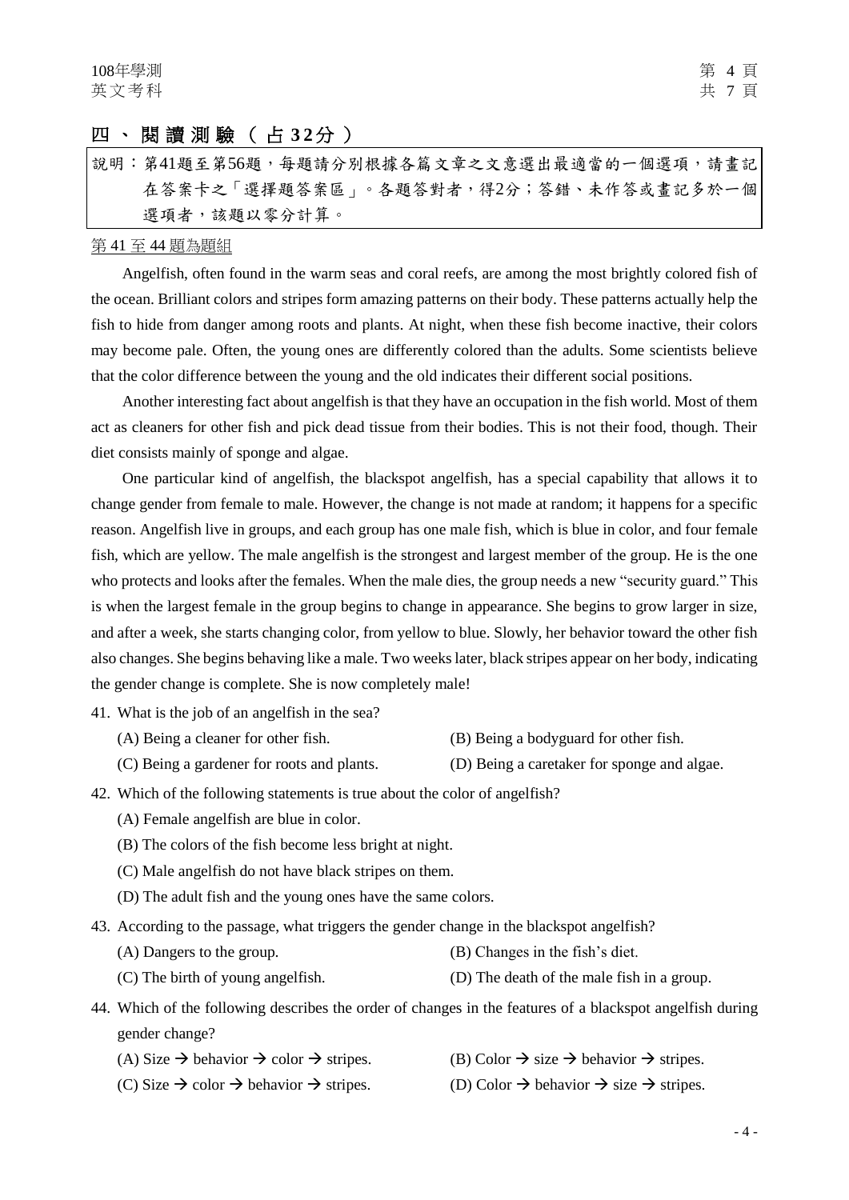## 四、閱讀測驗（占32分）

說明：第41題至第56題，每題請分別根據各篇文章之文意選出最適當的一個選項，請畫記在答案卡之「選擇題答案區」。各題答對者，得2分；答錯、未作答或畫記多於一個選項者，該題以零分計算。

第 41 至 44 題為題組

Angelfish, often found in the warm seas and coral reefs, are among the most brightly colored fish of the ocean. Brilliant colors and stripes form amazing patterns on their body. These patterns actually help the fish to hide from danger among roots and plants. At night, when these fish become inactive, their colors may become pale. Often, the young ones are differently colored than the adults. Some scientists believe that the color difference between the young and the old indicates their different social positions.

Another interesting fact about angelfish is that they have an occupation in the fish world. Most of them act as cleaners for other fish and pick dead tissue from their bodies. This is not their food, though. Their diet consists mainly of sponge and algae.

One particular kind of angelfish, the blackspot angelfish, has a special capability that allows it to change gender from female to male. However, the change is not made at random; it happens for a specific reason. Angelfish live in groups, and each group has one male fish, which is blue in color, and four female fish, which are yellow. The male angelfish is the strongest and largest member of the group. He is the one who protects and looks after the females. When the male dies, the group needs a new "security guard." This is when the largest female in the group begins to change in appearance. She begins to grow larger in size, and after a week, she starts changing color, from yellow to blue. Slowly, her behavior toward the other fish also changes. She begins behaving like a male. Two weeks later, black stripes appear on her body, indicating the gender change is complete. She is now completely male!

41. What is the job of an angelfish in the sea?
    (A) Being a cleaner for other fish.
    (B) Being a bodyguard for other fish.
    (C) Being a gardener for roots and plants.
    (D) Being a caretaker for sponge and algae.

42. Which of the following statements is true about the color of angelfish?
    (A) Female angelfish are blue in color.
    (B) The colors of the fish become less bright at night.
    (C) Male angelfish do not have black stripes on them.
    (D) The adult fish and the young ones have the same colors.

43. According to the passage, what triggers the gender change in the blackspot angelfish?
    (A) Dangers to the group.
    (B) Changes in the fish's diet.
    (C) The birth of young angelfish.
    (D) The death of the male fish in a group.

44. Which of the following describes the order of changes in the features of a blackspot angelfish during gender change?
    (A) Size → behavior → color → stripes.
    (B) Color → size → behavior → stripes.
    (C) Size → color → behavior → stripes.
    (D) Color → behavior → size → stripes.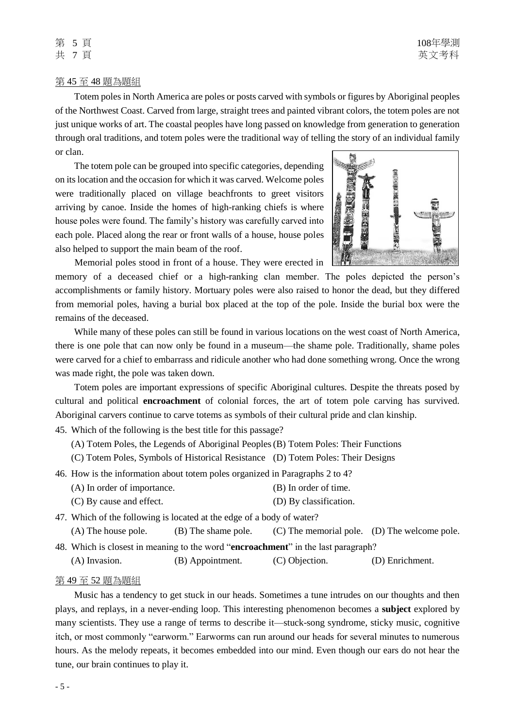第 45 至 48 題為題組

Totem poles in North America are poles or posts carved with symbols or figures by Aboriginal peoples of the Northwest Coast. Carved from large, straight trees and painted vibrant colors, the totem poles are not just unique works of art. The coastal peoples have long passed on knowledge from generation to generation through oral traditions, and totem poles were the traditional way of telling the story of an individual family or clan.

The totem pole can be grouped into specific categories, depending on its location and the occasion for which it was carved. Welcome poles were traditionally placed on village beachfronts to greet visitors arriving by canoe. Inside the homes of high-ranking chiefs is where house poles were found. The family's history was carefully carved into each pole. Placed along the rear or front walls of a house, house poles also helped to support the main beam of the roof.

Memorial poles stood in front of a house. They were erected in memory of a deceased chief or a high-ranking clan member. The poles depicted the person's accomplishments or family history. Mortuary poles were also raised to honor the dead, but they differed from memorial poles, having a burial box placed at the top of the pole. Inside the burial box were the remains of the deceased.

While many of these poles can still be found in various locations on the west coast of North America, there is one pole that can now only be found in a museum—the shame pole. Traditionally, shame poles were carved for a chief to embarrass and ridicule another who had done something wrong. Once the wrong was made right, the pole was taken down.

Totem poles are important expressions of specific Aboriginal cultures. Despite the threats posed by cultural and political **encroachment** of colonial forces, the art of totem pole carving has survived. Aboriginal carvers continue to carve totems as symbols of their cultural pride and clan kinship.

45. Which of the following is the best title for this passage?
    (A) Totem Poles, the Legends of Aboriginal Peoples
    (B) Totem Poles: Their Functions
    (C) Totem Poles, Symbols of Historical Resistance
    (D) Totem Poles: Their Designs

46. How is the information about totem poles organized in Paragraphs 2 to 4?
    (A) In order of importance.
    (B) In order of time.
    (C) By cause and effect.
    (D) By classification.

47. Which of the following is located at the edge of a body of water?
    (A) The house pole.
    (B) The shame pole.
    (C) The memorial pole.
    (D) The welcome pole.

48. Which is closest in meaning to the word "**encroachment**" in the last paragraph?
    (A) Invasion.
    (B) Appointment.
    (C) Objection.
    (D) Enrichment.

第 49 至 52 題為題組

Music has a tendency to get stuck in our heads. Sometimes a tune intrudes on our thoughts and then plays, and replays, in a never-ending loop. This interesting phenomenon becomes a **subject** explored by many scientists. They use a range of terms to describe it—stuck-song syndrome, sticky music, cognitive itch, or most commonly "earworm." Earworms can run around our heads for several minutes to numerous hours. As the melody repeats, it becomes embedded into our mind. Even though our ears do not hear the tune, our brain continues to play it.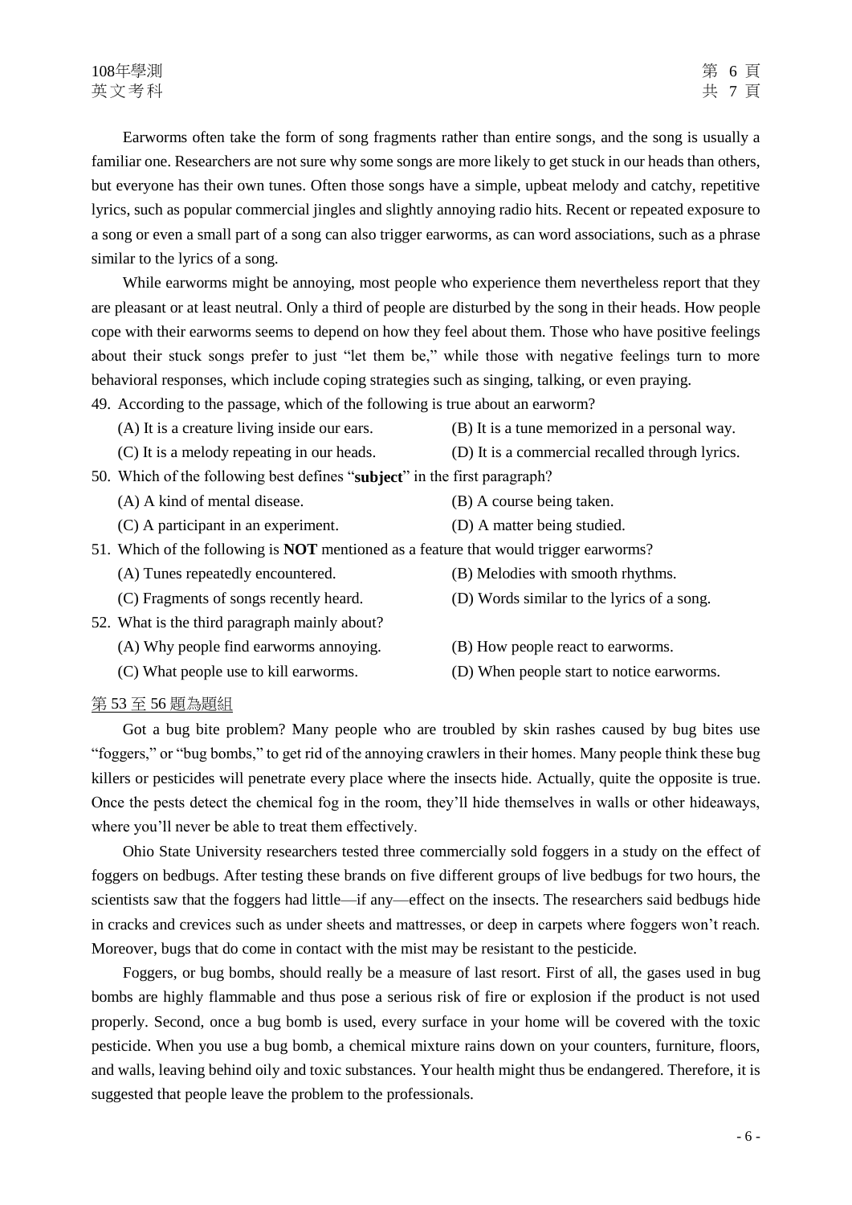Earworms often take the form of song fragments rather than entire songs, and the song is usually a familiar one. Researchers are not sure why some songs are more likely to get stuck in our heads than others, but everyone has their own tunes. Often those songs have a simple, upbeat melody and catchy, repetitive lyrics, such as popular commercial jingles and slightly annoying radio hits. Recent or repeated exposure to a song or even a small part of a song can also trigger earworms, as can word associations, such as a phrase similar to the lyrics of a song.

While earworms might be annoying, most people who experience them nevertheless report that they are pleasant or at least neutral. Only a third of people are disturbed by the song in their heads. How people cope with their earworms seems to depend on how they feel about them. Those who have positive feelings about their stuck songs prefer to just "let them be," while those with negative feelings turn to more behavioral responses, which include coping strategies such as singing, talking, or even praying.

49. According to the passage, which of the following is true about an earworm?
    (A) It is a creature living inside our ears.
    (B) It is a tune memorized in a personal way.
    (C) It is a melody repeating in our heads.
    (D) It is a commercial recalled through lyrics.

50. Which of the following best defines "**subject**" in the first paragraph?
    (A) A kind of mental disease.
    (B) A course being taken.
    (C) A participant in an experiment.
    (D) A matter being studied.

51. Which of the following is **NOT** mentioned as a feature that would trigger earworms?
    (A) Tunes repeatedly encountered.
    (B) Melodies with smooth rhythms.
    (C) Fragments of songs recently heard.
    (D) Words similar to the lyrics of a song.

52. What is the third paragraph mainly about?
    (A) Why people find earworms annoying.
    (B) How people react to earworms.
    (C) What people use to kill earworms.
    (D) When people start to notice earworms.

第 53 至 56 題為題組

Got a bug bite problem? Many people who are troubled by skin rashes caused by bug bites use "foggers," or "bug bombs," to get rid of the annoying crawlers in their homes. Many people think these bug killers or pesticides will penetrate every place where the insects hide. Actually, quite the opposite is true. Once the pests detect the chemical fog in the room, they'll hide themselves in walls or other hideaways, where you'll never be able to treat them effectively.

Ohio State University researchers tested three commercially sold foggers in a study on the effect of foggers on bedbugs. After testing these brands on five different groups of live bedbugs for two hours, the scientists saw that the foggers had little—if any—effect on the insects. The researchers said bedbugs hide in cracks and crevices such as under sheets and mattresses, or deep in carpets where foggers won't reach. Moreover, bugs that do come in contact with the mist may be resistant to the pesticide.

Foggers, or bug bombs, should really be a measure of last resort. First of all, the gases used in bug bombs are highly flammable and thus pose a serious risk of fire or explosion if the product is not used properly. Second, once a bug bomb is used, every surface in your home will be covered with the toxic pesticide. When you use a bug bomb, a chemical mixture rains down on your counters, furniture, floors, and walls, leaving behind oily and toxic substances. Your health might thus be endangered. Therefore, it is suggested that people leave the problem to the professionals.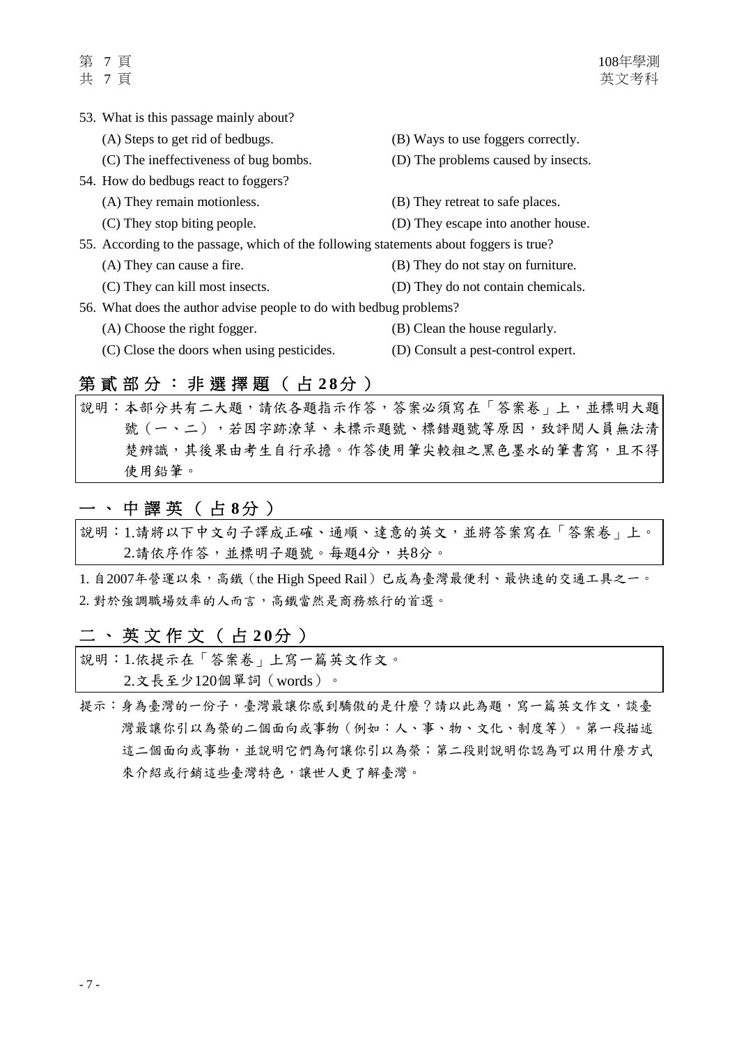53. What is this passage mainly about?
    (A) Steps to get rid of bedbugs.
    (B) Ways to use foggers correctly.
    (C) The ineffectiveness of bug bombs.
    (D) The problems caused by insects.

54. How do bedbugs react to foggers?
    (A) They remain motionless.
    (B) They retreat to safe places.
    (C) They stop biting people.
    (D) They escape into another house.

55. According to the passage, which of the following statements about foggers is true?
    (A) They can cause a fire.
    (B) They do not stay on furniture.
    (C) They can kill most insects.
    (D) They do not contain chemicals.

56. What does the author advise people to do with bedbug problems?
    (A) Choose the right fogger.
    (B) Clean the house regularly.
    (C) Close the doors when using pesticides.
    (D) Consult a pest-control expert.

## 第貳部分：非選擇題（占28分）

說明：本部分共有二大題，請依各題指示作答，答案必須寫在「答案卷」上，並標明大題號（一、二），若因字跡潦草、未標示題號、標錯題號等原因，致評閱人員無法清楚辨識，其後果由考生自行承擔。作答使用筆尖較粗之黑色墨水的筆書寫，且不得使用鉛筆。

## 一、中譯英（占8分）

說明：1.請將以下中文句子譯成正確、通順、達意的英文，並將答案寫在「答案卷」上。
　　　2.請依序作答，並標明子題號。每題4分，共8分。

1. 自2007年營運以來，高鐵（the High Speed Rail）已成為臺灣最便利、最快速的交通工具之一。
2. 對於強調職場效率的人而言，高鐵當然是商務旅行的首選。

## 二、英文作文（占20分）

說明：1.依提示在「答案卷」上寫一篇英文作文。
　　　2.文長至少120個單詞（words）。

提示：身為臺灣的一份子，臺灣最讓你感到驕傲的是什麼？請以此為題，寫一篇英文作文，談臺灣最讓你引以為榮的二個面向或事物（例如：人、事、物、文化、制度等）。第一段描述這二個面向或事物，並說明它們為何讓你引以為榮；第二段則說明你認為可以用什麼方式來介紹或行銷這些臺灣特色，讓世人更了解臺灣。